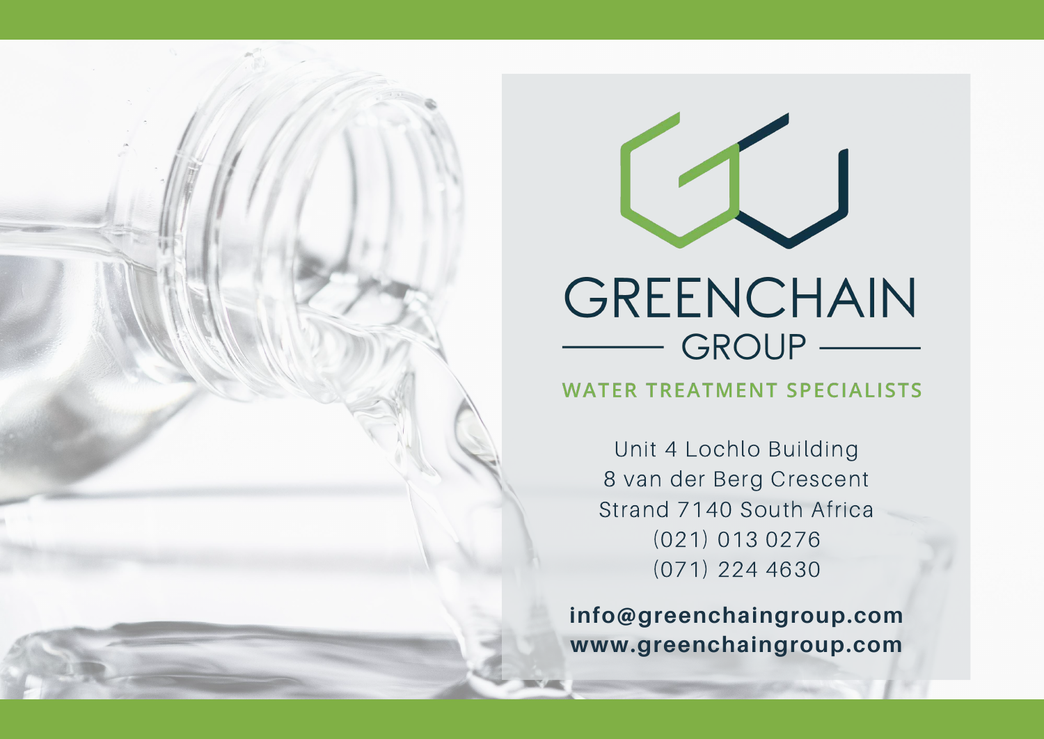# GREENCHAIN

## GROUP

**WATER TREATMENT SPECIALISTS**

Unit 4 Lochlo Building
8 van der Berg Crescent
Strand 7140 South Africa
(021) 013 0276
(071) 224 4630

**info@greenchaingroup.com**
**www.greenchaingroup.com**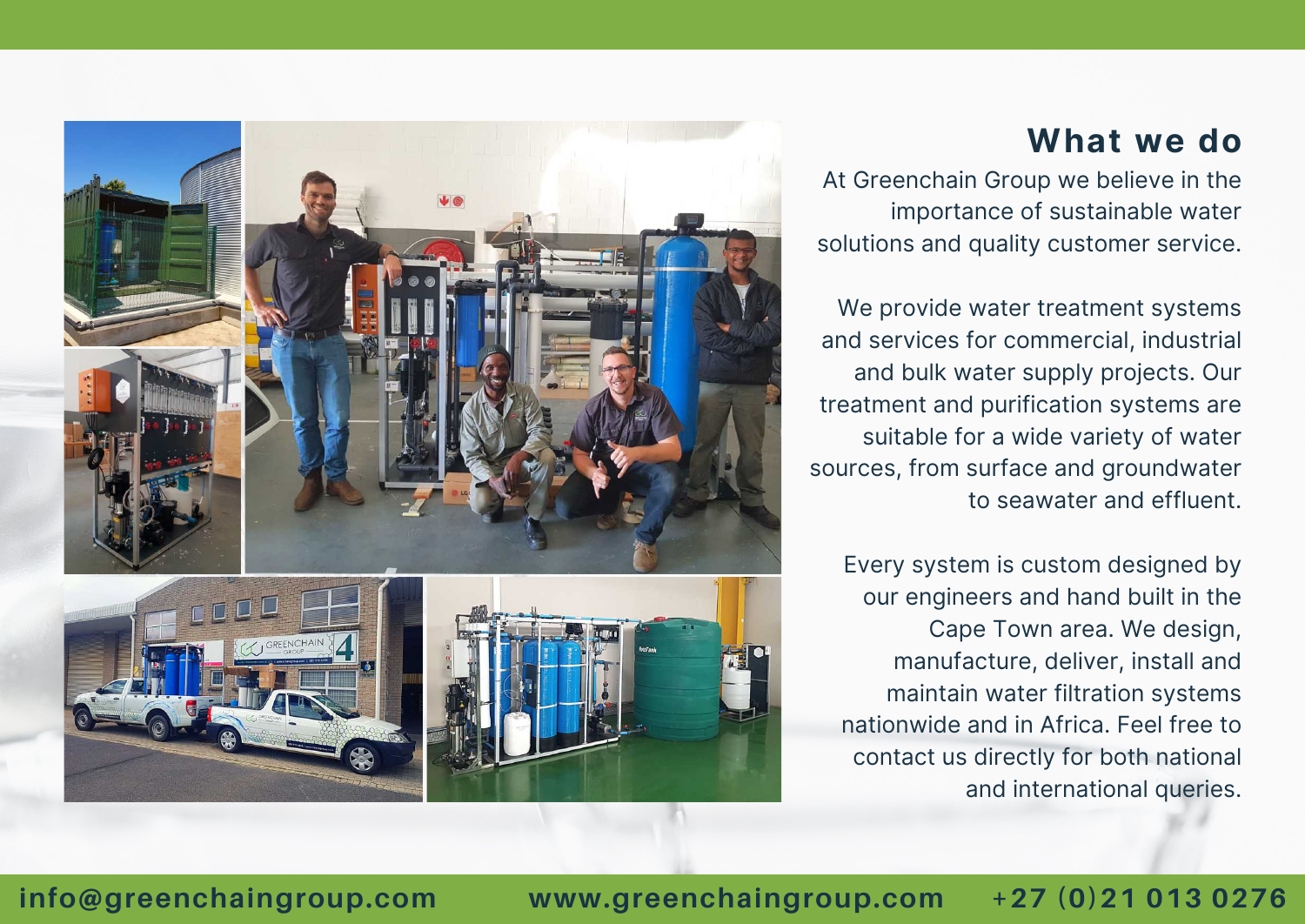## What we do

At Greenchain Group we believe in the importance of sustainable water solutions and quality customer service.

We provide water treatment systems and services for commercial, industrial and bulk water supply projects. Our treatment and purification systems are suitable for a wide variety of water sources, from surface and groundwater to seawater and effluent.

Every system is custom designed by our engineers and hand built in the Cape Town area. We design, manufacture, deliver, install and maintain water filtration systems nationwide and in Africa. Feel free to contact us directly for both national and international queries.

**info@greenchaingroup.com** **www.greenchaingroup.com** **+27 (0)21 013 0276**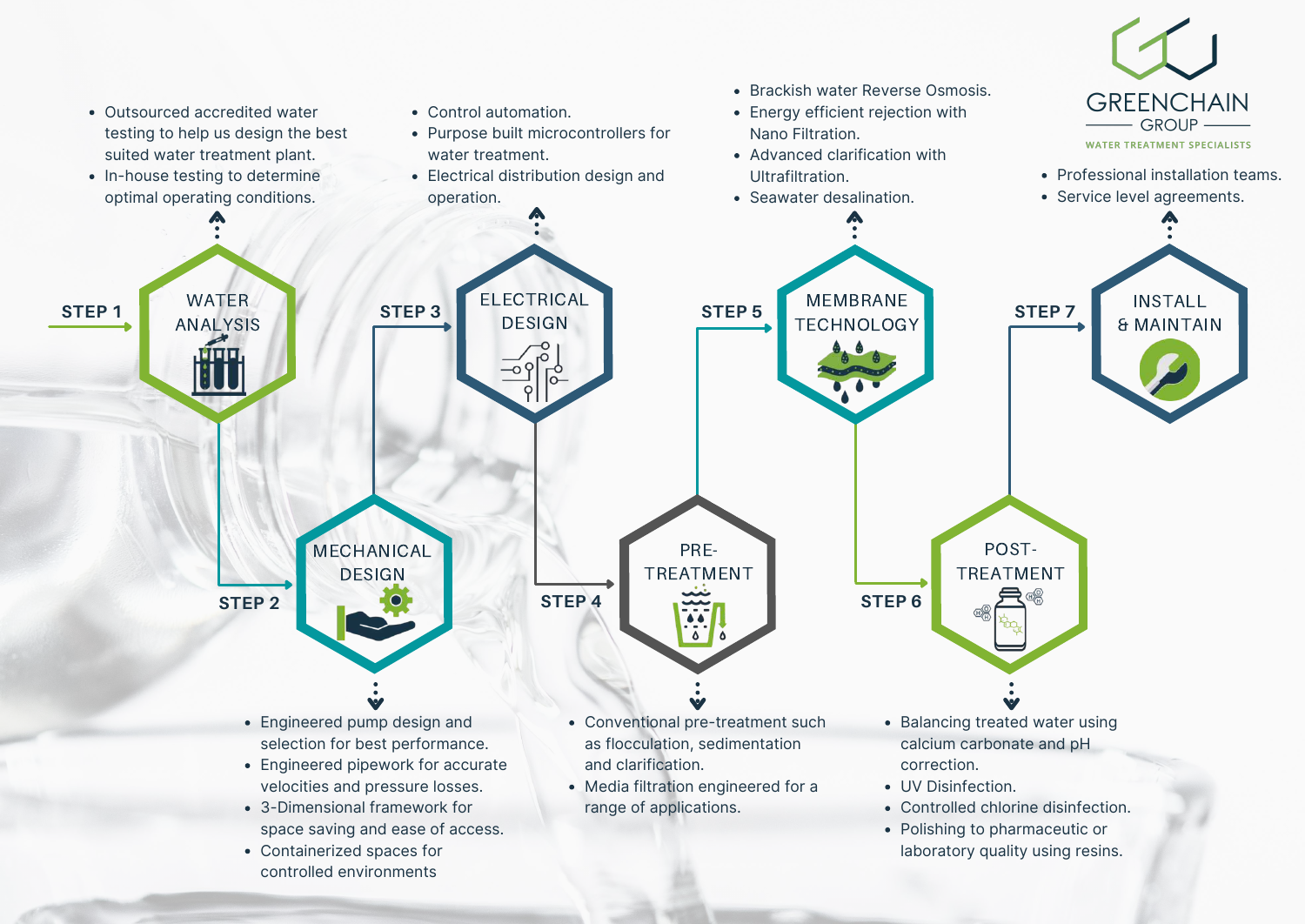# GREENCHAIN GROUP

WATER TREATMENT SPECIALISTS

## STEP 1 — WATER ANALYSIS

- Outsourced accredited water testing to help us design the best suited water treatment plant.
- In-house testing to determine optimal operating conditions.

## STEP 2 — MECHANICAL DESIGN

- Engineered pump design and selection for best performance.
- Engineered pipework for accurate velocities and pressure losses.
- 3-Dimensional framework for space saving and ease of access.
- Containerized spaces for controlled environments

## STEP 3 — ELECTRICAL DESIGN

- Control automation.
- Purpose built microcontrollers for water treatment.
- Electrical distribution design and operation.

## STEP 4 — PRE-TREATMENT

- Conventional pre-treatment such as flocculation, sedimentation and clarification.
- Media filtration engineered for a range of applications.

## STEP 5 — MEMBRANE TECHNOLOGY

- Brackish water Reverse Osmosis.
- Energy efficient rejection with Nano Filtration.
- Advanced clarification with Ultrafiltration.
- Seawater desalination.

## STEP 6 — POST-TREATMENT

- Balancing treated water using calcium carbonate and pH correction.
- UV Disinfection.
- Controlled chlorine disinfection.
- Polishing to pharmaceutic or laboratory quality using resins.

## STEP 7 — INSTALL & MAINTAIN

- Professional installation teams.
- Service level agreements.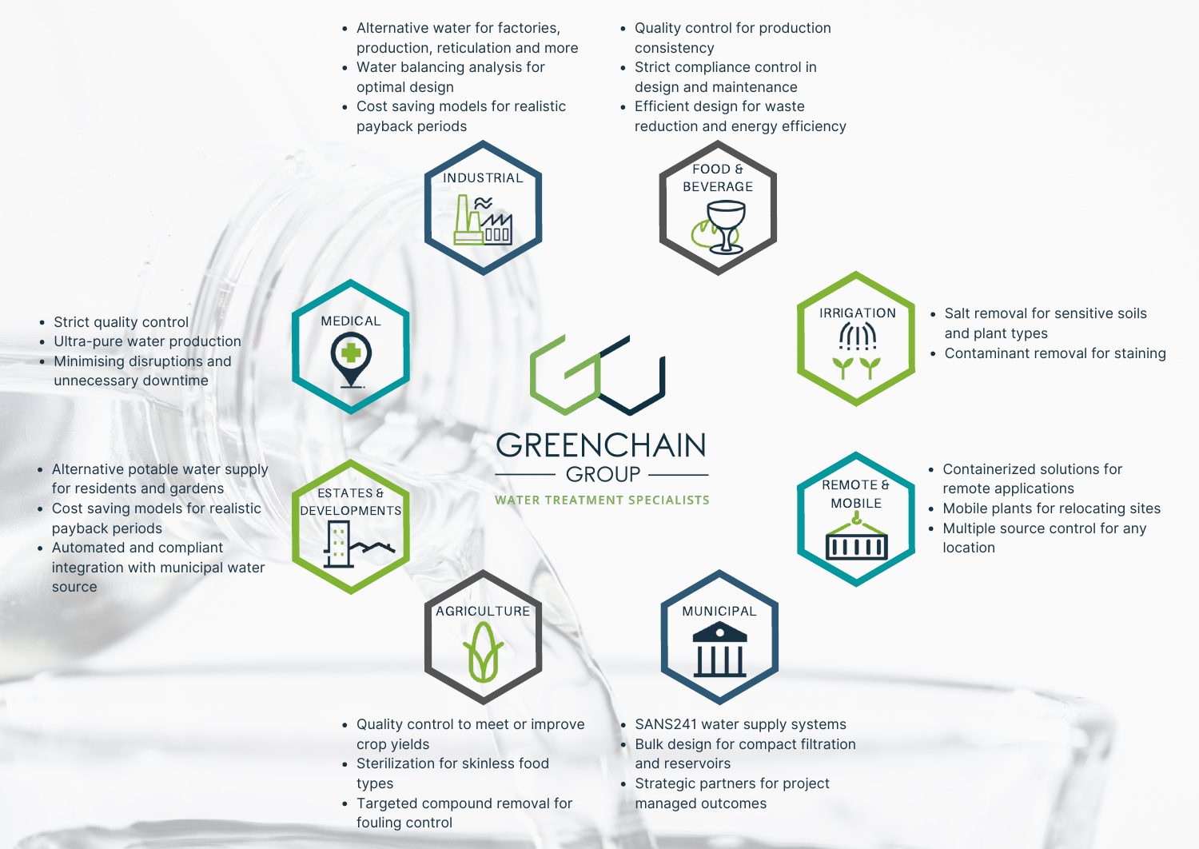# GREENCHAIN GROUP

WATER TREATMENT SPECIALISTS

## INDUSTRIAL

- Alternative water for factories, production, reticulation and more
- Water balancing analysis for optimal design
- Cost saving models for realistic payback periods

## FOOD & BEVERAGE

- Quality control for production consistency
- Strict compliance control in design and maintenance
- Efficient design for waste reduction and energy efficiency

## MEDICAL

- Strict quality control
- Ultra-pure water production
- Minimising disruptions and unnecessary downtime

## IRRIGATION

- Salt removal for sensitive soils and plant types
- Contaminant removal for staining

## ESTATES & DEVELOPMENTS

- Alternative potable water supply for residents and gardens
- Cost saving models for realistic payback periods
- Automated and compliant integration with municipal water source

## REMOTE & MOBILE

- Containerized solutions for remote applications
- Mobile plants for relocating sites
- Multiple source control for any location

## AGRICULTURE

- Quality control to meet or improve crop yields
- Sterilization for skinless food types
- Targeted compound removal for fouling control

## MUNICIPAL

- SANS241 water supply systems
- Bulk design for compact filtration and reservoirs
- Strategic partners for project managed outcomes